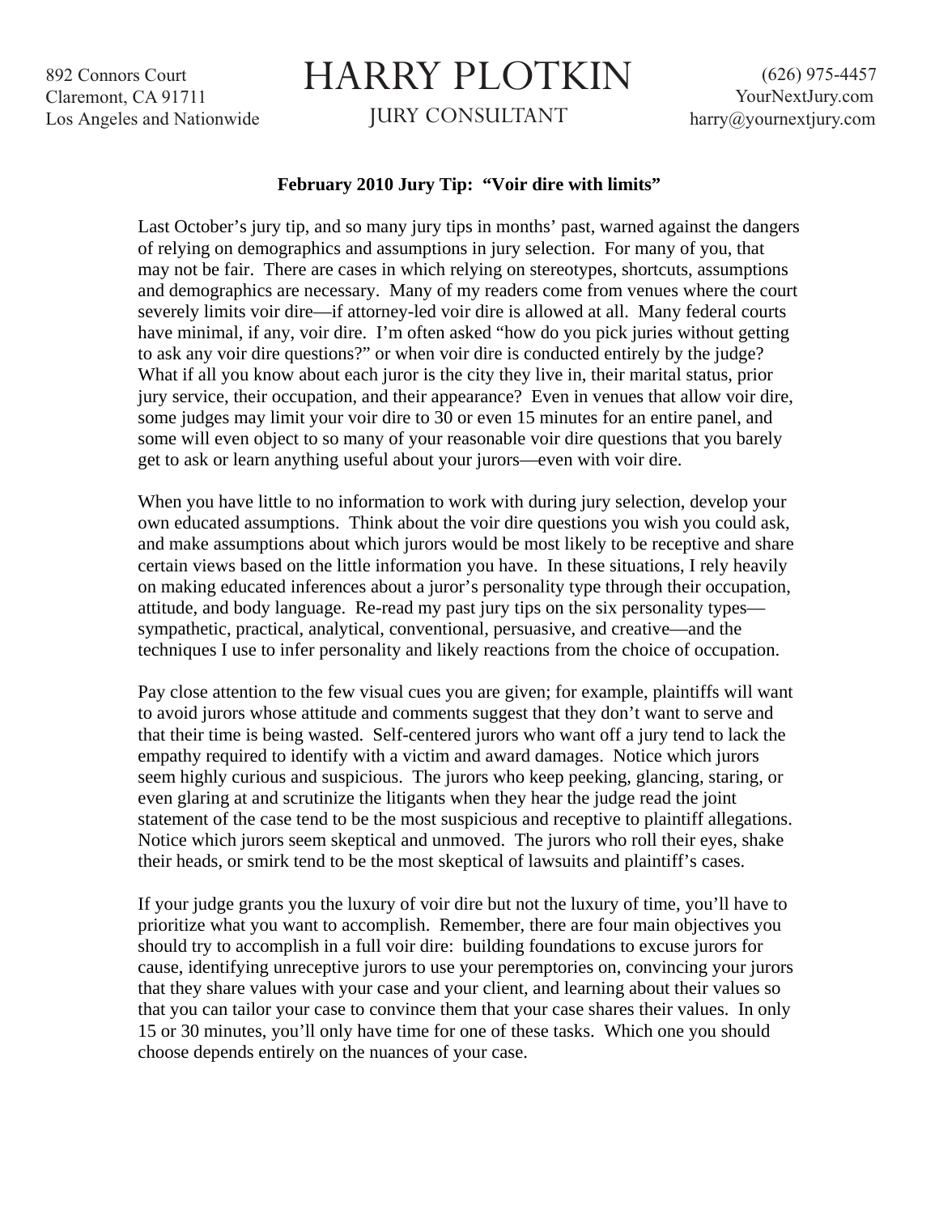892 Connors Court
Claremont, CA 91711
Los Angeles and Nationwide

# HARRY PLOTKIN

JURY CONSULTANT

(626) 975-4457
YourNextJury.com
harry@yournextjury.com

**February 2010 Jury Tip: "Voir dire with limits"**

Last October's jury tip, and so many jury tips in months' past, warned against the dangers of relying on demographics and assumptions in jury selection. For many of you, that may not be fair. There are cases in which relying on stereotypes, shortcuts, assumptions and demographics are necessary. Many of my readers come from venues where the court severely limits voir dire—if attorney-led voir dire is allowed at all. Many federal courts have minimal, if any, voir dire. I'm often asked "how do you pick juries without getting to ask any voir dire questions?" or when voir dire is conducted entirely by the judge? What if all you know about each juror is the city they live in, their marital status, prior jury service, their occupation, and their appearance? Even in venues that allow voir dire, some judges may limit your voir dire to 30 or even 15 minutes for an entire panel, and some will even object to so many of your reasonable voir dire questions that you barely get to ask or learn anything useful about your jurors—even with voir dire.

When you have little to no information to work with during jury selection, develop your own educated assumptions. Think about the voir dire questions you wish you could ask, and make assumptions about which jurors would be most likely to be receptive and share certain views based on the little information you have. In these situations, I rely heavily on making educated inferences about a juror's personality type through their occupation, attitude, and body language. Re-read my past jury tips on the six personality types—sympathetic, practical, analytical, conventional, persuasive, and creative—and the techniques I use to infer personality and likely reactions from the choice of occupation.

Pay close attention to the few visual cues you are given; for example, plaintiffs will want to avoid jurors whose attitude and comments suggest that they don't want to serve and that their time is being wasted. Self-centered jurors who want off a jury tend to lack the empathy required to identify with a victim and award damages. Notice which jurors seem highly curious and suspicious. The jurors who keep peeking, glancing, staring, or even glaring at and scrutinize the litigants when they hear the judge read the joint statement of the case tend to be the most suspicious and receptive to plaintiff allegations. Notice which jurors seem skeptical and unmoved. The jurors who roll their eyes, shake their heads, or smirk tend to be the most skeptical of lawsuits and plaintiff's cases.

If your judge grants you the luxury of voir dire but not the luxury of time, you'll have to prioritize what you want to accomplish. Remember, there are four main objectives you should try to accomplish in a full voir dire: building foundations to excuse jurors for cause, identifying unreceptive jurors to use your peremptories on, convincing your jurors that they share values with your case and your client, and learning about their values so that you can tailor your case to convince them that your case shares their values. In only 15 or 30 minutes, you'll only have time for one of these tasks. Which one you should choose depends entirely on the nuances of your case.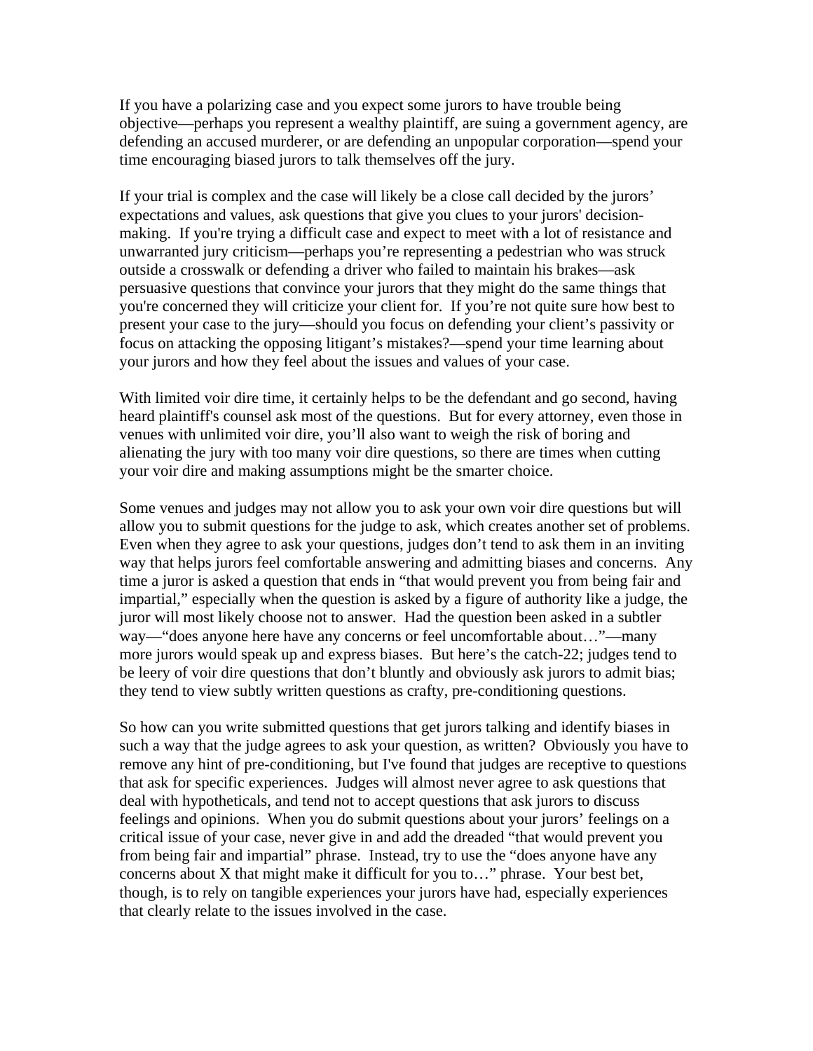If you have a polarizing case and you expect some jurors to have trouble being objective—perhaps you represent a wealthy plaintiff, are suing a government agency, are defending an accused murderer, or are defending an unpopular corporation—spend your time encouraging biased jurors to talk themselves off the jury.

If your trial is complex and the case will likely be a close call decided by the jurors' expectations and values, ask questions that give you clues to your jurors' decision-making. If you're trying a difficult case and expect to meet with a lot of resistance and unwarranted jury criticism—perhaps you're representing a pedestrian who was struck outside a crosswalk or defending a driver who failed to maintain his brakes—ask persuasive questions that convince your jurors that they might do the same things that you're concerned they will criticize your client for. If you're not quite sure how best to present your case to the jury—should you focus on defending your client's passivity or focus on attacking the opposing litigant's mistakes?—spend your time learning about your jurors and how they feel about the issues and values of your case.

With limited voir dire time, it certainly helps to be the defendant and go second, having heard plaintiff's counsel ask most of the questions. But for every attorney, even those in venues with unlimited voir dire, you'll also want to weigh the risk of boring and alienating the jury with too many voir dire questions, so there are times when cutting your voir dire and making assumptions might be the smarter choice.

Some venues and judges may not allow you to ask your own voir dire questions but will allow you to submit questions for the judge to ask, which creates another set of problems. Even when they agree to ask your questions, judges don't tend to ask them in an inviting way that helps jurors feel comfortable answering and admitting biases and concerns. Any time a juror is asked a question that ends in "that would prevent you from being fair and impartial," especially when the question is asked by a figure of authority like a judge, the juror will most likely choose not to answer. Had the question been asked in a subtler way—"does anyone here have any concerns or feel uncomfortable about…"—many more jurors would speak up and express biases. But here's the catch-22; judges tend to be leery of voir dire questions that don't bluntly and obviously ask jurors to admit bias; they tend to view subtly written questions as crafty, pre-conditioning questions.

So how can you write submitted questions that get jurors talking and identify biases in such a way that the judge agrees to ask your question, as written? Obviously you have to remove any hint of pre-conditioning, but I've found that judges are receptive to questions that ask for specific experiences. Judges will almost never agree to ask questions that deal with hypotheticals, and tend not to accept questions that ask jurors to discuss feelings and opinions. When you do submit questions about your jurors' feelings on a critical issue of your case, never give in and add the dreaded "that would prevent you from being fair and impartial" phrase. Instead, try to use the "does anyone have any concerns about X that might make it difficult for you to…" phrase. Your best bet, though, is to rely on tangible experiences your jurors have had, especially experiences that clearly relate to the issues involved in the case.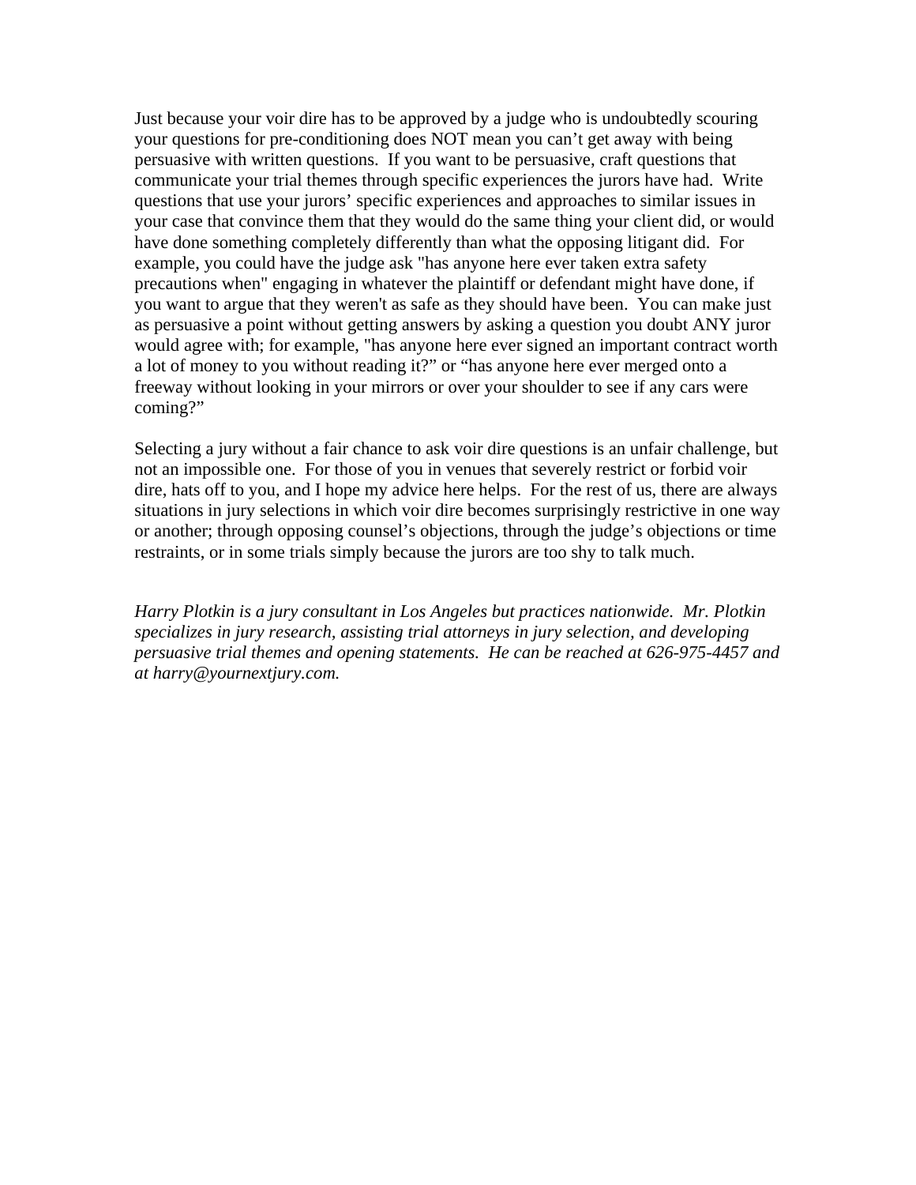Just because your voir dire has to be approved by a judge who is undoubtedly scouring your questions for pre-conditioning does NOT mean you can't get away with being persuasive with written questions. If you want to be persuasive, craft questions that communicate your trial themes through specific experiences the jurors have had. Write questions that use your jurors' specific experiences and approaches to similar issues in your case that convince them that they would do the same thing your client did, or would have done something completely differently than what the opposing litigant did. For example, you could have the judge ask "has anyone here ever taken extra safety precautions when" engaging in whatever the plaintiff or defendant might have done, if you want to argue that they weren't as safe as they should have been. You can make just as persuasive a point without getting answers by asking a question you doubt ANY juror would agree with; for example, "has anyone here ever signed an important contract worth a lot of money to you without reading it?" or "has anyone here ever merged onto a freeway without looking in your mirrors or over your shoulder to see if any cars were coming?"

Selecting a jury without a fair chance to ask voir dire questions is an unfair challenge, but not an impossible one. For those of you in venues that severely restrict or forbid voir dire, hats off to you, and I hope my advice here helps. For the rest of us, there are always situations in jury selections in which voir dire becomes surprisingly restrictive in one way or another; through opposing counsel's objections, through the judge's objections or time restraints, or in some trials simply because the jurors are too shy to talk much.

*Harry Plotkin is a jury consultant in Los Angeles but practices nationwide. Mr. Plotkin specializes in jury research, assisting trial attorneys in jury selection, and developing persuasive trial themes and opening statements. He can be reached at 626-975-4457 and at harry@yournextjury.com.*